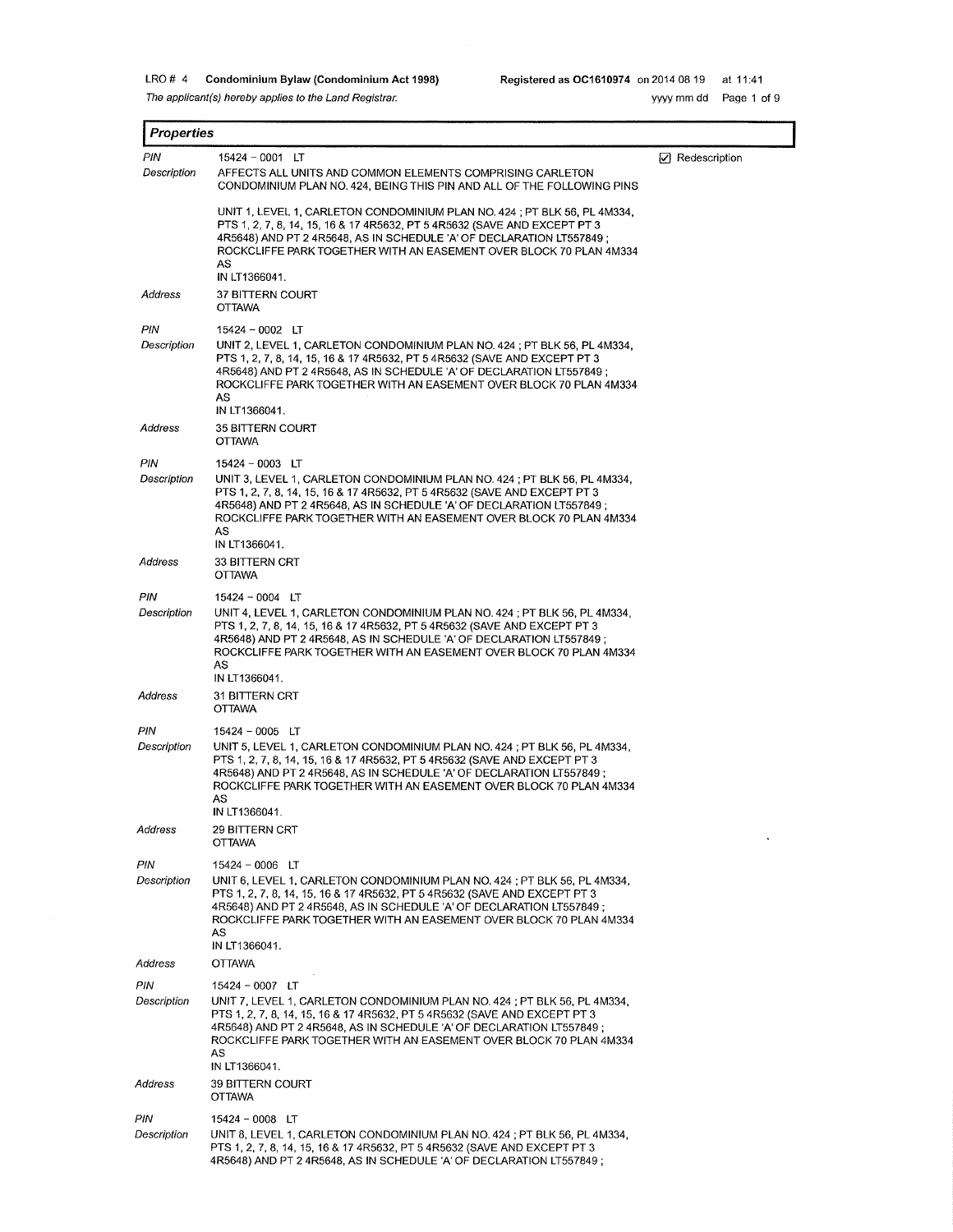LRO # 4 **Condominium Bylaw (Condominium Act 1998)** **Registered as OC1610974** on 2014 08 19 at 11:41

*The applicant(s) hereby applies to the Land Registrar.* yyyy mm dd

## Properties

| | | |
|---|---|---|
| *PIN* | 15424 – 0001 LT | ☑ Redescription |
| *Description* | AFFECTS ALL UNITS AND COMMON ELEMENTS COMPRISING CARLETON CONDOMINIUM PLAN NO. 424, BEING THIS PIN AND ALL OF THE FOLLOWING PINS<br><br>UNIT 1, LEVEL 1, CARLETON CONDOMINIUM PLAN NO. 424 ; PT BLK 56, PL 4M334, PTS 1, 2, 7, 8, 14, 15, 16 & 17 4R5632, PT 5 4R5632 (SAVE AND EXCEPT PT 3 4R5648) AND PT 2 4R5648, AS IN SCHEDULE 'A' OF DECLARATION LT557849 ; ROCKCLIFFE PARK TOGETHER WITH AN EASEMENT OVER BLOCK 70 PLAN 4M334 AS IN LT1366041. | |
| *Address* | 37 BITTERN COURT<br>OTTAWA | |
| *PIN* | 15424 – 0002 LT | |
| *Description* | UNIT 2, LEVEL 1, CARLETON CONDOMINIUM PLAN NO. 424 ; PT BLK 56, PL 4M334, PTS 1, 2, 7, 8, 14, 15, 16 & 17 4R5632, PT 5 4R5632 (SAVE AND EXCEPT PT 3 4R5648) AND PT 2 4R5648, AS IN SCHEDULE 'A' OF DECLARATION LT557849 ; ROCKCLIFFE PARK TOGETHER WITH AN EASEMENT OVER BLOCK 70 PLAN 4M334 AS IN LT1366041. | |
| *Address* | 35 BITTERN COURT<br>OTTAWA | |
| *PIN* | 15424 – 0003 LT | |
| *Description* | UNIT 3, LEVEL 1, CARLETON CONDOMINIUM PLAN NO. 424 ; PT BLK 56, PL 4M334, PTS 1, 2, 7, 8, 14, 15, 16 & 17 4R5632, PT 5 4R5632 (SAVE AND EXCEPT PT 3 4R5648) AND PT 2 4R5648, AS IN SCHEDULE 'A' OF DECLARATION LT557849 ; ROCKCLIFFE PARK TOGETHER WITH AN EASEMENT OVER BLOCK 70 PLAN 4M334 AS IN LT1366041. | |
| *Address* | 33 BITTERN CRT<br>OTTAWA | |
| *PIN* | 15424 – 0004 LT | |
| *Description* | UNIT 4, LEVEL 1, CARLETON CONDOMINIUM PLAN NO. 424 ; PT BLK 56, PL 4M334, PTS 1, 2, 7, 8, 14, 15, 16 & 17 4R5632, PT 5 4R5632 (SAVE AND EXCEPT PT 3 4R5648) AND PT 2 4R5648, AS IN SCHEDULE 'A' OF DECLARATION LT557849 ; ROCKCLIFFE PARK TOGETHER WITH AN EASEMENT OVER BLOCK 70 PLAN 4M334 AS IN LT1366041. | |
| *Address* | 31 BITTERN CRT<br>OTTAWA | |
| *PIN* | 15424 – 0005 LT | |
| *Description* | UNIT 5, LEVEL 1, CARLETON CONDOMINIUM PLAN NO. 424 ; PT BLK 56, PL 4M334, PTS 1, 2, 7, 8, 14, 15, 16 & 17 4R5632, PT 5 4R5632 (SAVE AND EXCEPT PT 3 4R5648) AND PT 2 4R5648, AS IN SCHEDULE 'A' OF DECLARATION LT557849 ; ROCKCLIFFE PARK TOGETHER WITH AN EASEMENT OVER BLOCK 70 PLAN 4M334 AS IN LT1366041. | |
| *Address* | 29 BITTERN CRT<br>OTTAWA | |
| *PIN* | 15424 – 0006 LT | |
| *Description* | UNIT 6, LEVEL 1, CARLETON CONDOMINIUM PLAN NO. 424 ; PT BLK 56, PL 4M334, PTS 1, 2, 7, 8, 14, 15, 16 & 17 4R5632, PT 5 4R5632 (SAVE AND EXCEPT PT 3 4R5648) AND PT 2 4R5648, AS IN SCHEDULE 'A' OF DECLARATION LT557849 ; ROCKCLIFFE PARK TOGETHER WITH AN EASEMENT OVER BLOCK 70 PLAN 4M334 AS IN LT1366041. | |
| *Address* | OTTAWA | |
| *PIN* | 15424 – 0007 LT | |
| *Description* | UNIT 7, LEVEL 1, CARLETON CONDOMINIUM PLAN NO. 424 ; PT BLK 56, PL 4M334, PTS 1, 2, 7, 8, 14, 15, 16 & 17 4R5632, PT 5 4R5632 (SAVE AND EXCEPT PT 3 4R5648) AND PT 2 4R5648, AS IN SCHEDULE 'A' OF DECLARATION LT557849 ; ROCKCLIFFE PARK TOGETHER WITH AN EASEMENT OVER BLOCK 70 PLAN 4M334 AS IN LT1366041. | |
| *Address* | 39 BITTERN COURT<br>OTTAWA | |
| *PIN* | 15424 – 0008 LT | |
| *Description* | UNIT 8, LEVEL 1, CARLETON CONDOMINIUM PLAN NO. 424 ; PT BLK 56, PL 4M334, PTS 1, 2, 7, 8, 14, 15, 16 & 17 4R5632, PT 5 4R5632 (SAVE AND EXCEPT PT 3 4R5648) AND PT 2 4R5648, AS IN SCHEDULE 'A' OF DECLARATION LT557849 ; | |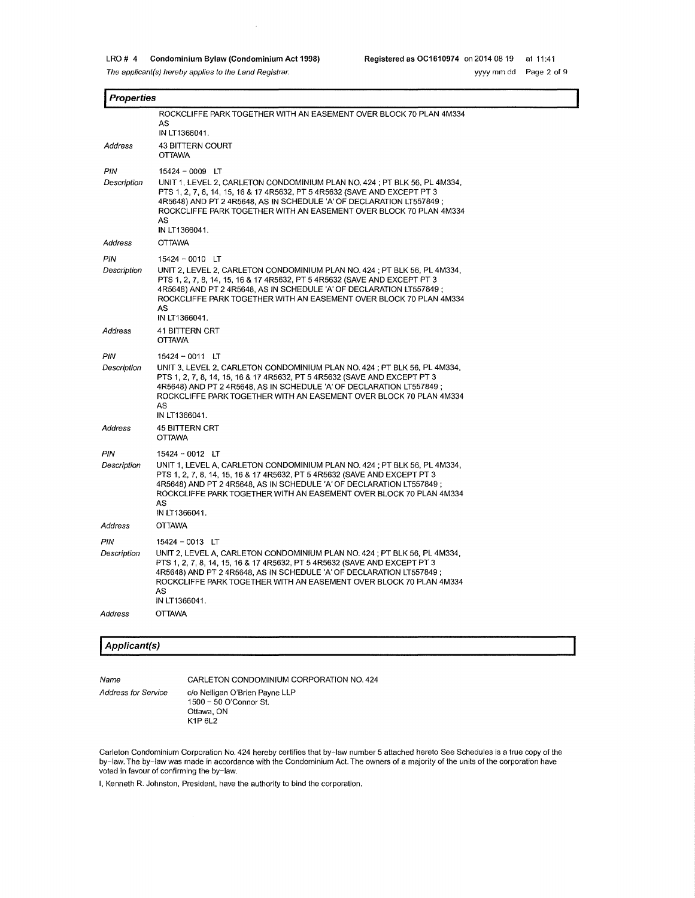## Properties

| | |
|---|---|
| | ROCKCLIFFE PARK TOGETHER WITH AN EASEMENT OVER BLOCK 70 PLAN 4M334 AS IN LT1366041. |
| *Address* | 43 BITTERN COURT OTTAWA |
| *PIN* | 15424 – 0009 LT |
| *Description* | UNIT 1, LEVEL 2, CARLETON CONDOMINIUM PLAN NO. 424 ; PT BLK 56, PL 4M334, PTS 1, 2, 7, 8, 14, 15, 16 & 17 4R5632, PT 5 4R5632 (SAVE AND EXCEPT PT 3 4R5648) AND PT 2 4R5648, AS IN SCHEDULE 'A' OF DECLARATION LT557849 ; ROCKCLIFFE PARK TOGETHER WITH AN EASEMENT OVER BLOCK 70 PLAN 4M334 AS IN LT1366041. |
| *Address* | OTTAWA |
| *PIN* | 15424 – 0010 LT |
| *Description* | UNIT 2, LEVEL 2, CARLETON CONDOMINIUM PLAN NO. 424 ; PT BLK 56, PL 4M334, PTS 1, 2, 7, 8, 14, 15, 16 & 17 4R5632, PT 5 4R5632 (SAVE AND EXCEPT PT 3 4R5648) AND PT 2 4R5648, AS IN SCHEDULE 'A' OF DECLARATION LT557849 ; ROCKCLIFFE PARK TOGETHER WITH AN EASEMENT OVER BLOCK 70 PLAN 4M334 AS IN LT1366041. |
| *Address* | 41 BITTERN CRT OTTAWA |
| *PIN* | 15424 – 0011 LT |
| *Description* | UNIT 3, LEVEL 2, CARLETON CONDOMINIUM PLAN NO. 424 ; PT BLK 56, PL 4M334, PTS 1, 2, 7, 8, 14, 15, 16 & 17 4R5632, PT 5 4R5632 (SAVE AND EXCEPT PT 3 4R5648) AND PT 2 4R5648, AS IN SCHEDULE 'A' OF DECLARATION LT557849 ; ROCKCLIFFE PARK TOGETHER WITH AN EASEMENT OVER BLOCK 70 PLAN 4M334 AS IN LT1366041. |
| *Address* | 45 BITTERN CRT OTTAWA |
| *PIN* | 15424 – 0012 LT |
| *Description* | UNIT 1, LEVEL A, CARLETON CONDOMINIUM PLAN NO. 424 ; PT BLK 56, PL 4M334, PTS 1, 2, 7, 8, 14, 15, 16 & 17 4R5632, PT 5 4R5632 (SAVE AND EXCEPT PT 3 4R5648) AND PT 2 4R5648, AS IN SCHEDULE 'A' OF DECLARATION LT557849 ; ROCKCLIFFE PARK TOGETHER WITH AN EASEMENT OVER BLOCK 70 PLAN 4M334 AS IN LT1366041. |
| *Address* | OTTAWA |
| *PIN* | 15424 – 0013 LT |
| *Description* | UNIT 2, LEVEL A, CARLETON CONDOMINIUM PLAN NO. 424 ; PT BLK 56, PL 4M334, PTS 1, 2, 7, 8, 14, 15, 16 & 17 4R5632, PT 5 4R5632 (SAVE AND EXCEPT PT 3 4R5648) AND PT 2 4R5648, AS IN SCHEDULE 'A' OF DECLARATION LT557849 ; ROCKCLIFFE PARK TOGETHER WITH AN EASEMENT OVER BLOCK 70 PLAN 4M334 AS IN LT1366041. |
| *Address* | OTTAWA |

## Applicant(s)

| | |
|---|---|
| *Name* | CARLETON CONDOMINIUM CORPORATION NO. 424 |
| *Address for Service* | c/o Nelligan O'Brien Payne LLP 1500 – 50 O'Connor St. Ottawa, ON K1P 6L2 |

Carleton Condominium Corporation No. 424 hereby certifies that by-law number 5 attached hereto See Schedules is a true copy of the by-law. The by-law was made in accordance with the Condominium Act. The owners of a majority of the units of the corporation have voted in favour of confirming the by-law.

I, Kenneth R. Johnston, President, have the authority to bind the corporation.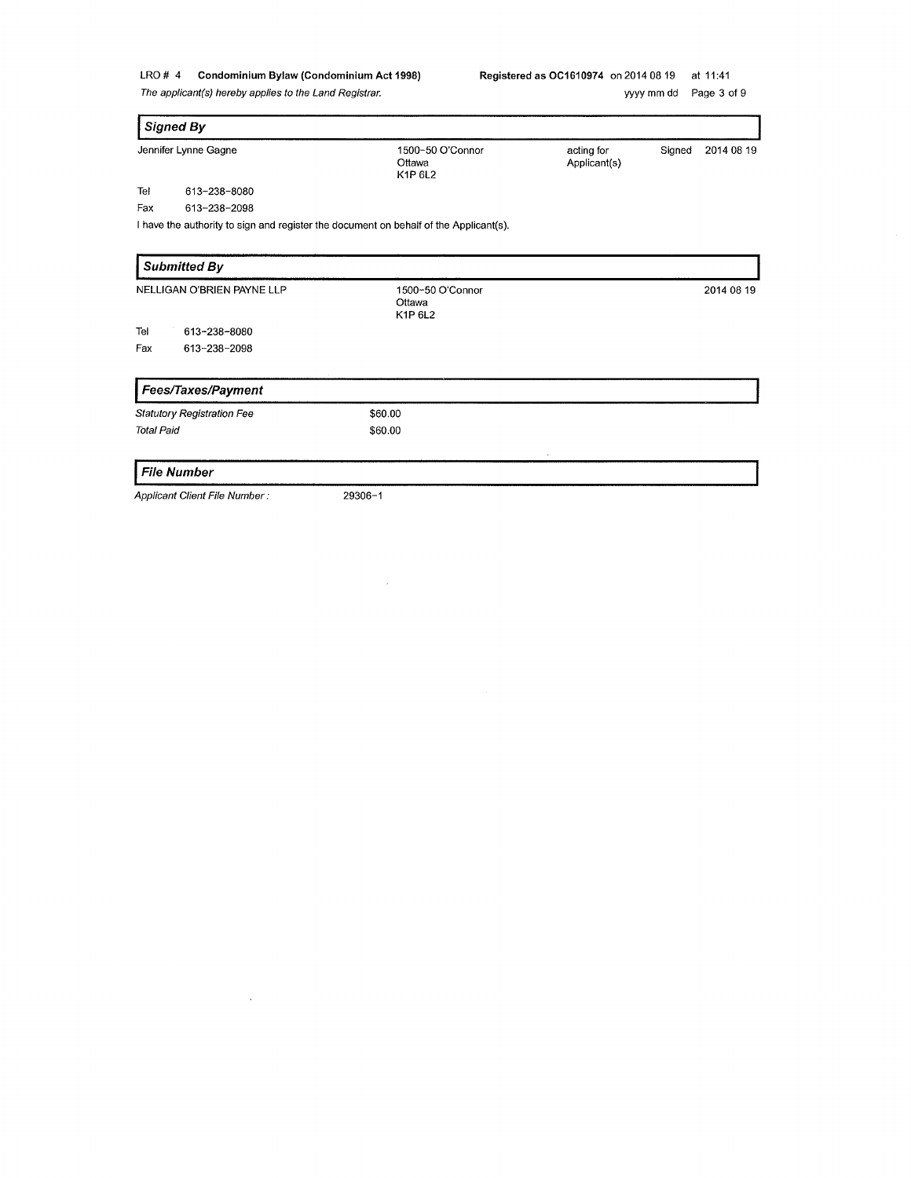## Signed By

| | | | |
|---|---|---|---|
| Jennifer Lynne Gagne | 1500-50 O'Connor<br>Ottawa<br>K1P 6L2 | acting for Applicant(s) | Signed 2014 08 19 |

Tel 613-238-8080

Fax 613-238-2098

I have the authority to sign and register the document on behalf of the Applicant(s).

## Submitted By

| | | |
|---|---|---|
| NELLIGAN O'BRIEN PAYNE LLP | 1500-50 O'Connor<br>Ottawa<br>K1P 6L2 | 2014 08 19 |

Tel 613-238-8080

Fax 613-238-2098

## Fees/Taxes/Payment

| | |
|---|---|
| *Statutory Registration Fee* | $60.00 |
| *Total Paid* | $60.00 |

## File Number

| | |
|---|---|
| *Applicant Client File Number :* | 29306-1 |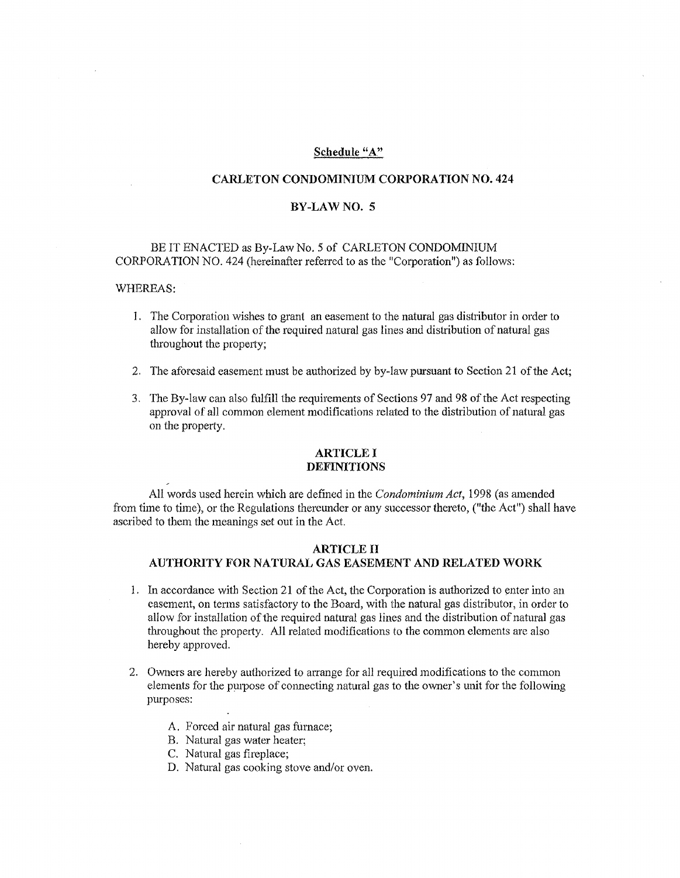**Schedule "A"**

**CARLETON CONDOMINIUM CORPORATION NO. 424**

**BY-LAW NO. 5**

BE IT ENACTED as By-Law No. 5 of CARLETON CONDOMINIUM CORPORATION NO. 424 (hereinafter referred to as the "Corporation") as follows:

WHEREAS:

1. The Corporation wishes to grant an easement to the natural gas distributor in order to allow for installation of the required natural gas lines and distribution of natural gas throughout the property;

2. The aforesaid easement must be authorized by by-law pursuant to Section 21 of the Act;

3. The By-law can also fulfill the requirements of Sections 97 and 98 of the Act respecting approval of all common element modifications related to the distribution of natural gas on the property.

**ARTICLE I**
**DEFINITIONS**

All words used herein which are defined in the *Condominium Act*, 1998 (as amended from time to time), or the Regulations thereunder or any successor thereto, ("the Act") shall have ascribed to them the meanings set out in the Act.

**ARTICLE II**
**AUTHORITY FOR NATURAL GAS EASEMENT AND RELATED WORK**

1. In accordance with Section 21 of the Act, the Corporation is authorized to enter into an easement, on terms satisfactory to the Board, with the natural gas distributor, in order to allow for installation of the required natural gas lines and the distribution of natural gas throughout the property. All related modifications to the common elements are also hereby approved.

2. Owners are hereby authorized to arrange for all required modifications to the common elements for the purpose of connecting natural gas to the owner's unit for the following purposes:

    A. Forced air natural gas furnace;
    B. Natural gas water heater;
    C. Natural gas fireplace;
    D. Natural gas cooking stove and/or oven.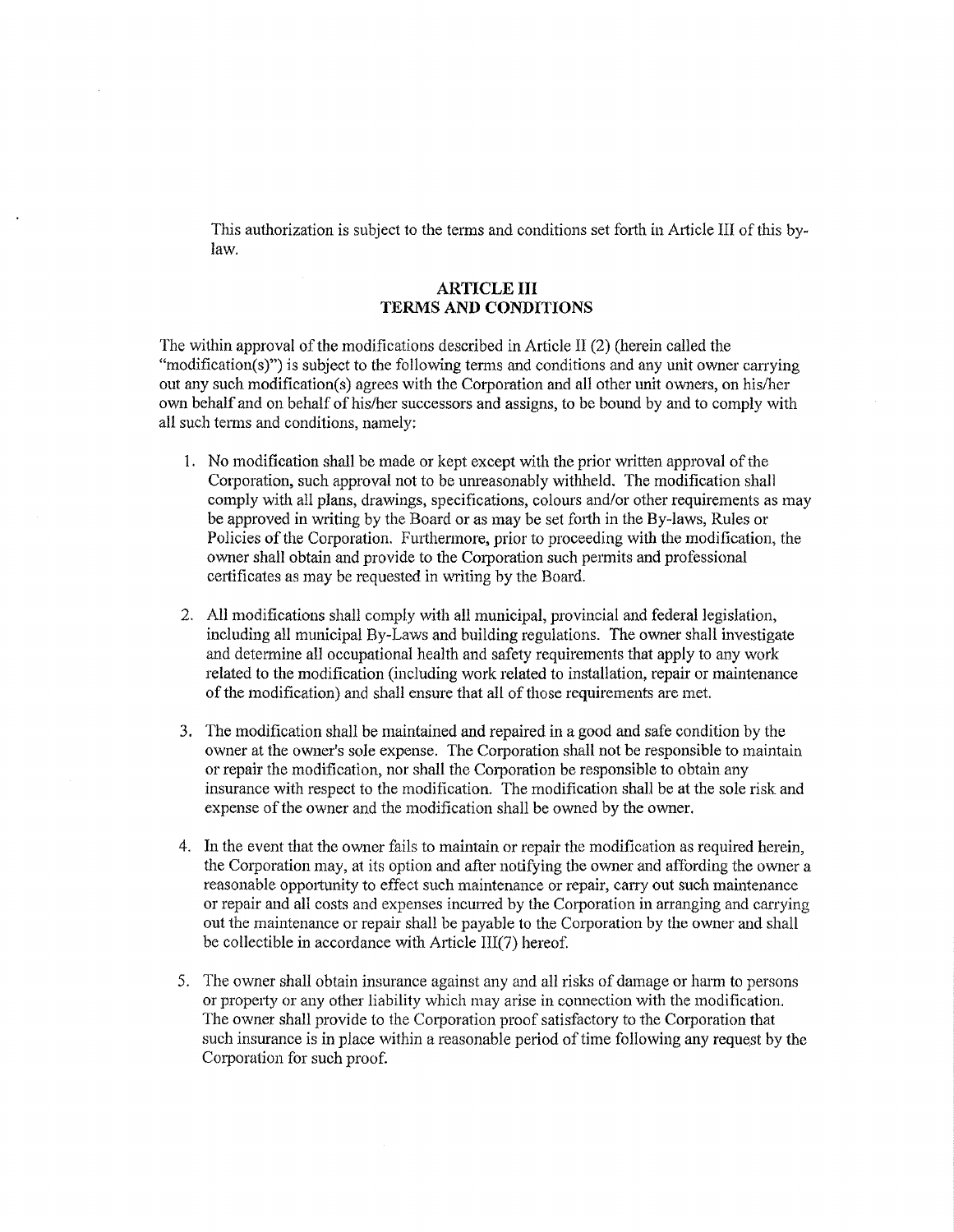This authorization is subject to the terms and conditions set forth in Article III of this by-law.

## ARTICLE III
## TERMS AND CONDITIONS

The within approval of the modifications described in Article II (2) (herein called the "modification(s)") is subject to the following terms and conditions and any unit owner carrying out any such modification(s) agrees with the Corporation and all other unit owners, on his/her own behalf and on behalf of his/her successors and assigns, to be bound by and to comply with all such terms and conditions, namely:

1. No modification shall be made or kept except with the prior written approval of the Corporation, such approval not to be unreasonably withheld. The modification shall comply with all plans, drawings, specifications, colours and/or other requirements as may be approved in writing by the Board or as may be set forth in the By-laws, Rules or Policies of the Corporation. Furthermore, prior to proceeding with the modification, the owner shall obtain and provide to the Corporation such permits and professional certificates as may be requested in writing by the Board.

2. All modifications shall comply with all municipal, provincial and federal legislation, including all municipal By-Laws and building regulations. The owner shall investigate and determine all occupational health and safety requirements that apply to any work related to the modification (including work related to installation, repair or maintenance of the modification) and shall ensure that all of those requirements are met.

3. The modification shall be maintained and repaired in a good and safe condition by the owner at the owner's sole expense. The Corporation shall not be responsible to maintain or repair the modification, nor shall the Corporation be responsible to obtain any insurance with respect to the modification. The modification shall be at the sole risk and expense of the owner and the modification shall be owned by the owner.

4. In the event that the owner fails to maintain or repair the modification as required herein, the Corporation may, at its option and after notifying the owner and affording the owner a reasonable opportunity to effect such maintenance or repair, carry out such maintenance or repair and all costs and expenses incurred by the Corporation in arranging and carrying out the maintenance or repair shall be payable to the Corporation by the owner and shall be collectible in accordance with Article III(7) hereof.

5. The owner shall obtain insurance against any and all risks of damage or harm to persons or property or any other liability which may arise in connection with the modification. The owner shall provide to the Corporation proof satisfactory to the Corporation that such insurance is in place within a reasonable period of time following any request by the Corporation for such proof.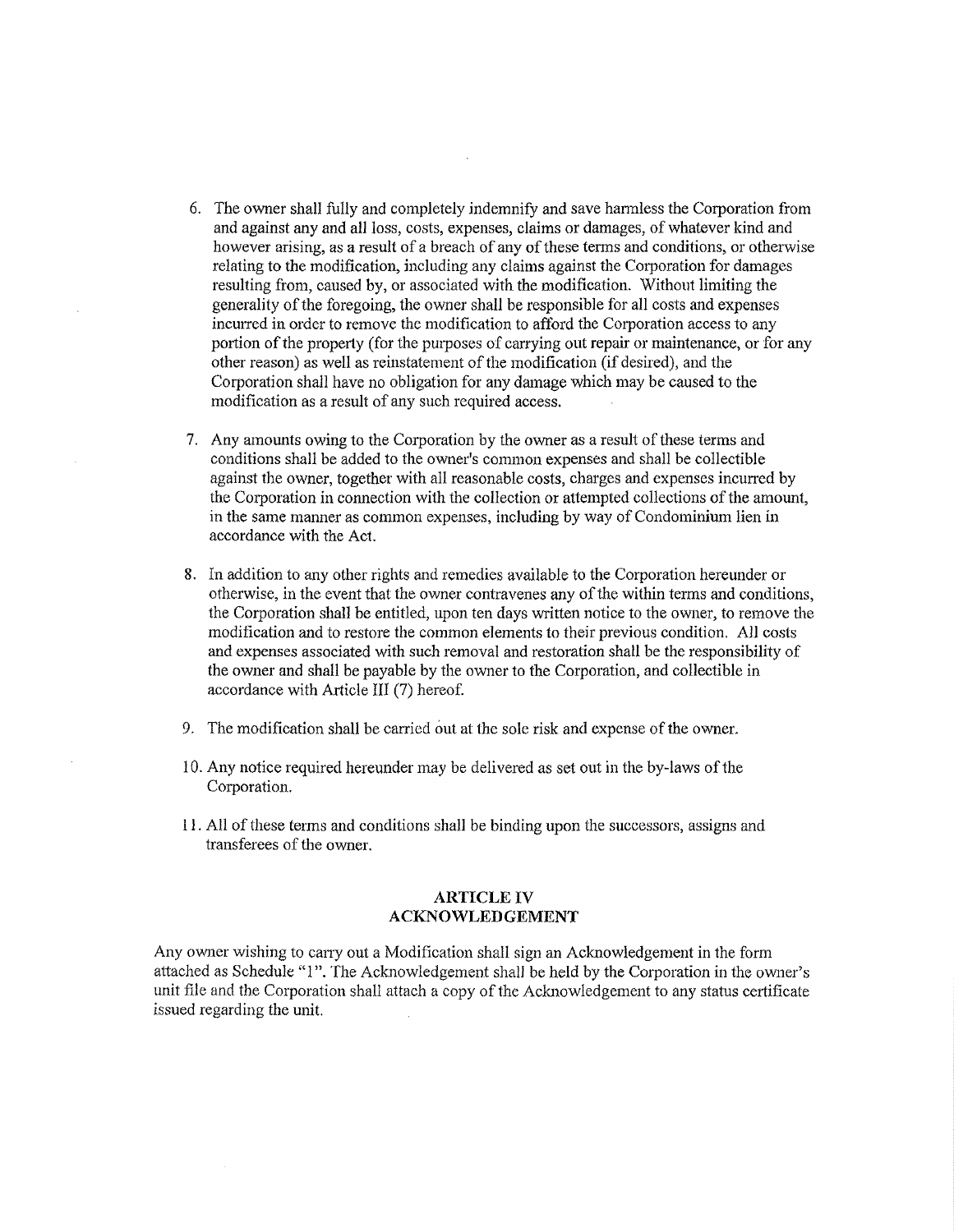6. The owner shall fully and completely indemnify and save harmless the Corporation from and against any and all loss, costs, expenses, claims or damages, of whatever kind and however arising, as a result of a breach of any of these terms and conditions, or otherwise relating to the modification, including any claims against the Corporation for damages resulting from, caused by, or associated with the modification. Without limiting the generality of the foregoing, the owner shall be responsible for all costs and expenses incurred in order to remove the modification to afford the Corporation access to any portion of the property (for the purposes of carrying out repair or maintenance, or for any other reason) as well as reinstatement of the modification (if desired), and the Corporation shall have no obligation for any damage which may be caused to the modification as a result of any such required access.

7. Any amounts owing to the Corporation by the owner as a result of these terms and conditions shall be added to the owner's common expenses and shall be collectible against the owner, together with all reasonable costs, charges and expenses incurred by the Corporation in connection with the collection or attempted collections of the amount, in the same manner as common expenses, including by way of Condominium lien in accordance with the Act.

8. In addition to any other rights and remedies available to the Corporation hereunder or otherwise, in the event that the owner contravenes any of the within terms and conditions, the Corporation shall be entitled, upon ten days written notice to the owner, to remove the modification and to restore the common elements to their previous condition. All costs and expenses associated with such removal and restoration shall be the responsibility of the owner and shall be payable by the owner to the Corporation, and collectible in accordance with Article III (7) hereof.

9. The modification shall be carried out at the sole risk and expense of the owner.

10. Any notice required hereunder may be delivered as set out in the by-laws of the Corporation.

11. All of these terms and conditions shall be binding upon the successors, assigns and transferees of the owner.

## ARTICLE IV
## ACKNOWLEDGEMENT

Any owner wishing to carry out a Modification shall sign an Acknowledgement in the form attached as Schedule "1". The Acknowledgement shall be held by the Corporation in the owner's unit file and the Corporation shall attach a copy of the Acknowledgement to any status certificate issued regarding the unit.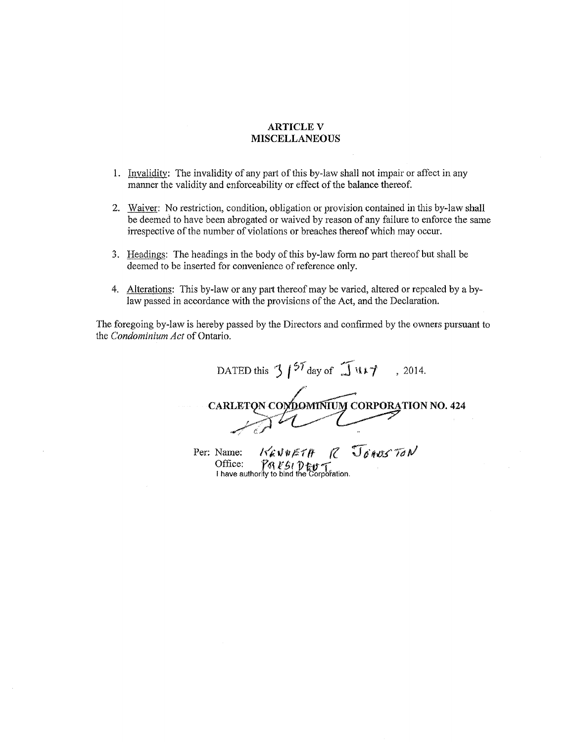## ARTICLE V
## MISCELLANEOUS

1. Invalidity: The invalidity of any part of this by-law shall not impair or affect in any manner the validity and enforceability or effect of the balance thereof.

2. Waiver: No restriction, condition, obligation or provision contained in this by-law shall be deemed to have been abrogated or waived by reason of any failure to enforce the same irrespective of the number of violations or breaches thereof which may occur.

3. Headings: The headings in the body of this by-law form no part thereof but shall be deemed to be inserted for convenience of reference only.

4. Alterations: This by-law or any part thereof may be varied, altered or repealed by a by-law passed in accordance with the provisions of the Act, and the Declaration.

The foregoing by-law is hereby passed by the Directors and confirmed by the owners pursuant to the *Condominium Act* of Ontario.

DATED this 31st day of July, 2014.

**CARLETON CONDOMINIUM CORPORATION NO. 424**

Per: Name: KENNETH R JOHNSTON
Office: PRESIDENT
I have authority to bind the Corporation.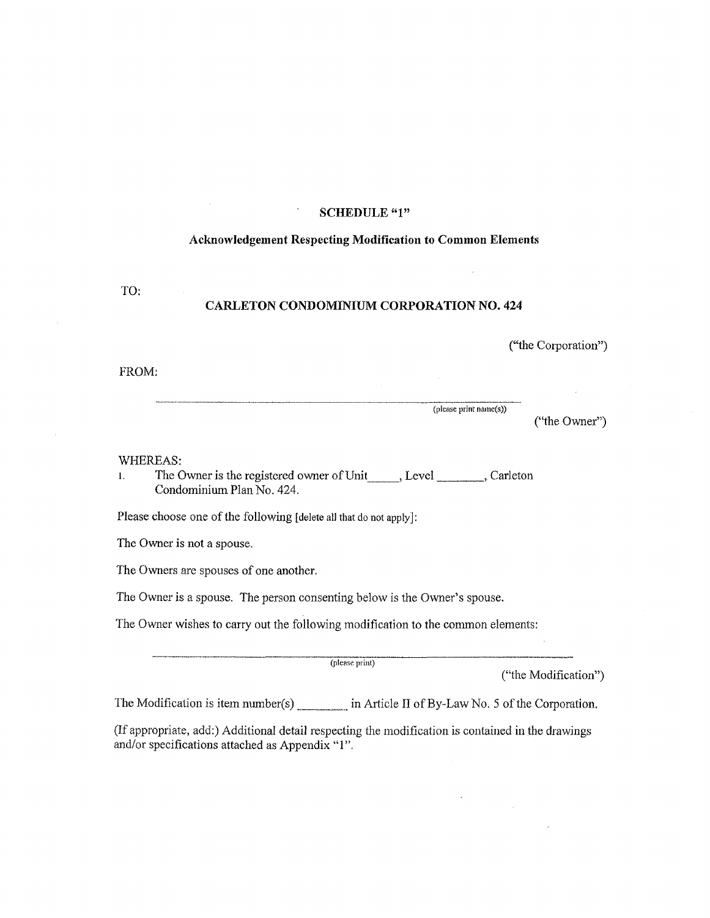**SCHEDULE "1"**

**Acknowledgement Respecting Modification to Common Elements**

TO:

**CARLETON CONDOMINIUM CORPORATION NO. 424**

("the Corporation")

FROM:

\_\_\_\_\_\_\_\_\_\_\_\_\_\_\_\_\_\_\_\_\_\_\_\_\_\_\_\_\_\_\_\_\_\_\_\_\_\_\_\_\_\_\_\_\_\_\_\_\_\_\_\_\_\_\_\_\_\_
(please print name(s))

("the Owner")

WHEREAS:

1. The Owner is the registered owner of Unit\_\_\_\_\_, Level \_\_\_\_\_\_\_\_, Carleton Condominium Plan No. 424.

Please choose one of the following [delete all that do not apply]:

The Owner is not a spouse.

The Owners are spouses of one another.

The Owner is a spouse. The person consenting below is the Owner's spouse.

The Owner wishes to carry out the following modification to the common elements:

\_\_\_\_\_\_\_\_\_\_\_\_\_\_\_\_\_\_\_\_\_\_\_\_\_\_\_\_\_\_\_\_\_\_\_\_\_\_\_\_\_\_\_\_\_\_\_\_\_\_\_\_\_\_\_\_\_\_
(please print)

("the Modification")

The Modification is item number(s) \_\_\_\_\_\_\_\_ in Article II of By-Law No. 5 of the Corporation.

(If appropriate, add:) Additional detail respecting the modification is contained in the drawings and/or specifications attached as Appendix "1".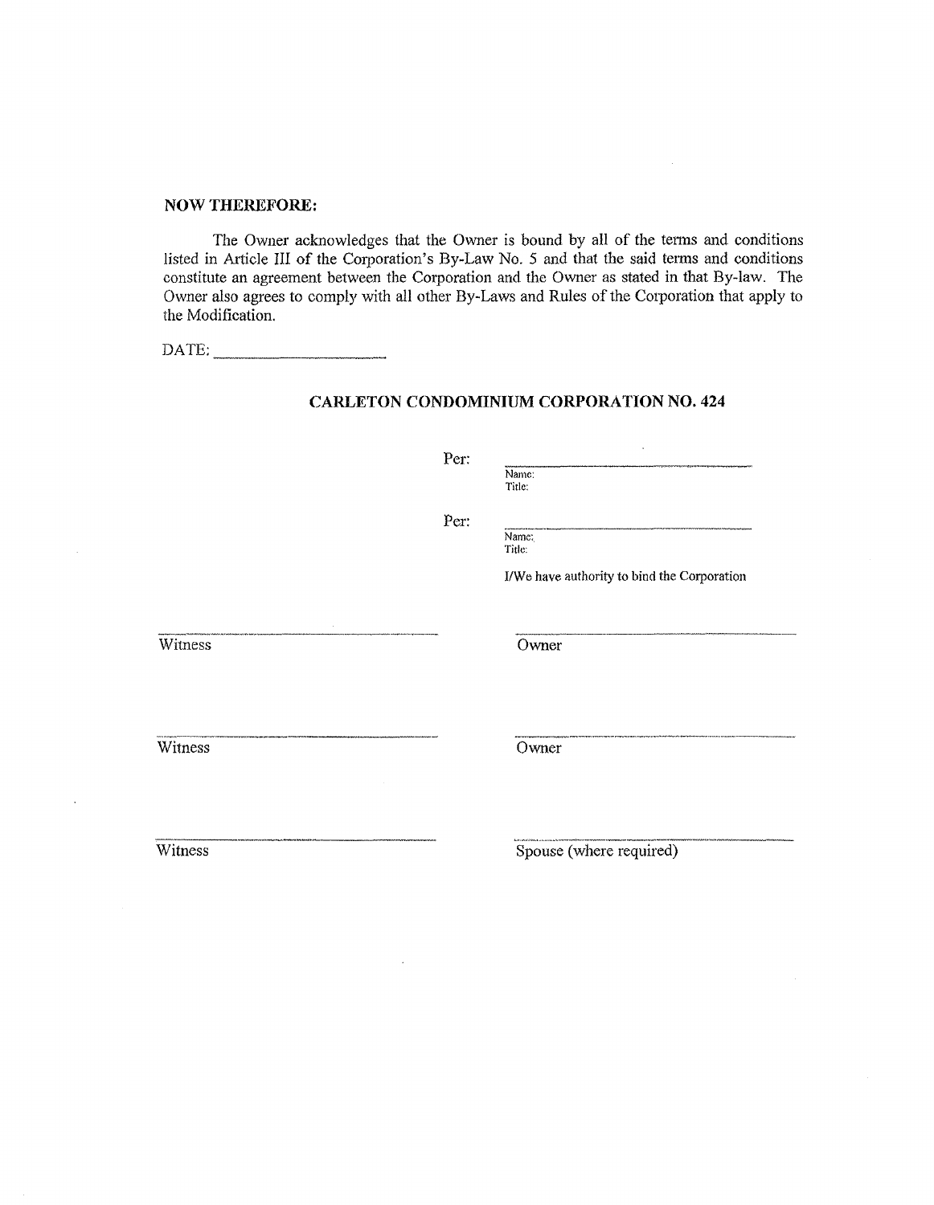**NOW THEREFORE:**

The Owner acknowledges that the Owner is bound by all of the terms and conditions listed in Article III of the Corporation's By-Law No. 5 and that the said terms and conditions constitute an agreement between the Corporation and the Owner as stated in that By-law. The Owner also agrees to comply with all other By-Laws and Rules of the Corporation that apply to the Modification.

DATE: ____________________

**CARLETON CONDOMINIUM CORPORATION NO. 424**

Per: ______________________________
Name:
Title:

Per: ______________________________
Name:
Title:

I/We have authority to bind the Corporation

______________________________ ______________________________
Witness Owner

______________________________ ______________________________
Witness Owner

______________________________ ______________________________
Witness Spouse (where required)